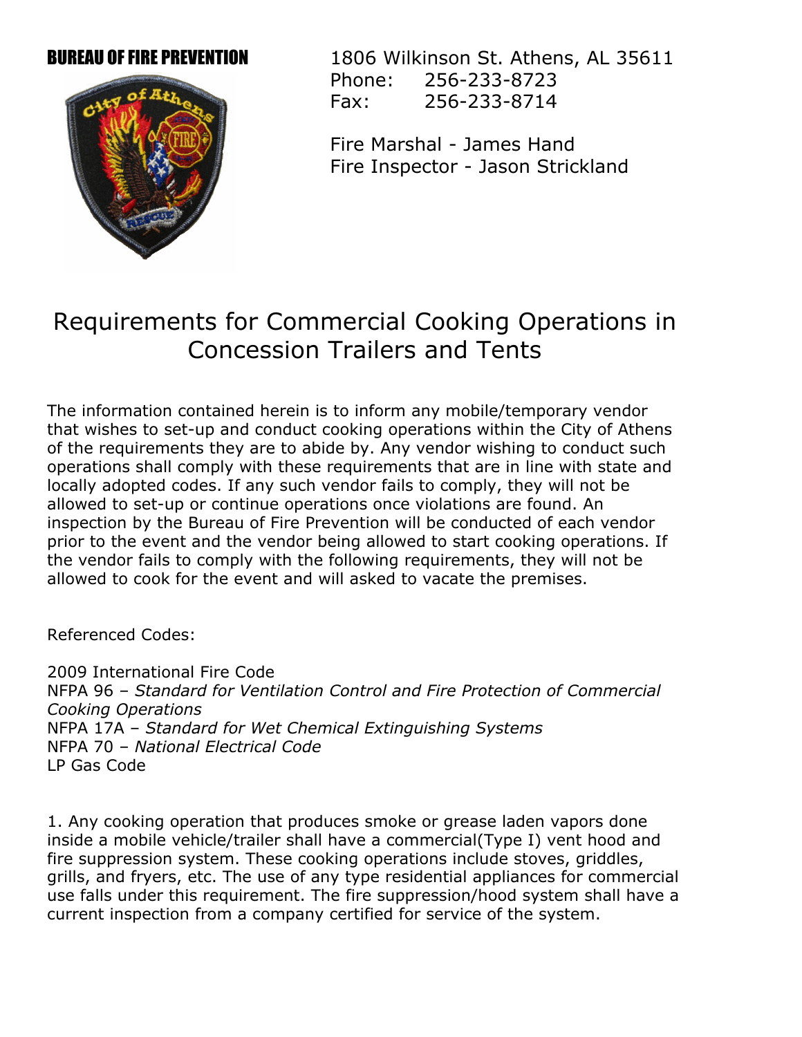**BUREAU OF FIRE PREVENTION**

1806 Wilkinson St. Athens, AL 35611
Phone: 256-233-8723
Fax: 256-233-8714

Fire Marshal - James Hand
Fire Inspector - Jason Strickland

# Requirements for Commercial Cooking Operations in Concession Trailers and Tents

The information contained herein is to inform any mobile/temporary vendor that wishes to set-up and conduct cooking operations within the City of Athens of the requirements they are to abide by. Any vendor wishing to conduct such operations shall comply with these requirements that are in line with state and locally adopted codes. If any such vendor fails to comply, they will not be allowed to set-up or continue operations once violations are found. An inspection by the Bureau of Fire Prevention will be conducted of each vendor prior to the event and the vendor being allowed to start cooking operations. If the vendor fails to comply with the following requirements, they will not be allowed to cook for the event and will asked to vacate the premises.

Referenced Codes:

2009 International Fire Code
NFPA 96 – *Standard for Ventilation Control and Fire Protection of Commercial Cooking Operations*
NFPA 17A – *Standard for Wet Chemical Extinguishing Systems*
NFPA 70 – *National Electrical Code*
LP Gas Code

1. Any cooking operation that produces smoke or grease laden vapors done inside a mobile vehicle/trailer shall have a commercial(Type I) vent hood and fire suppression system. These cooking operations include stoves, griddles, grills, and fryers, etc. The use of any type residential appliances for commercial use falls under this requirement. The fire suppression/hood system shall have a current inspection from a company certified for service of the system.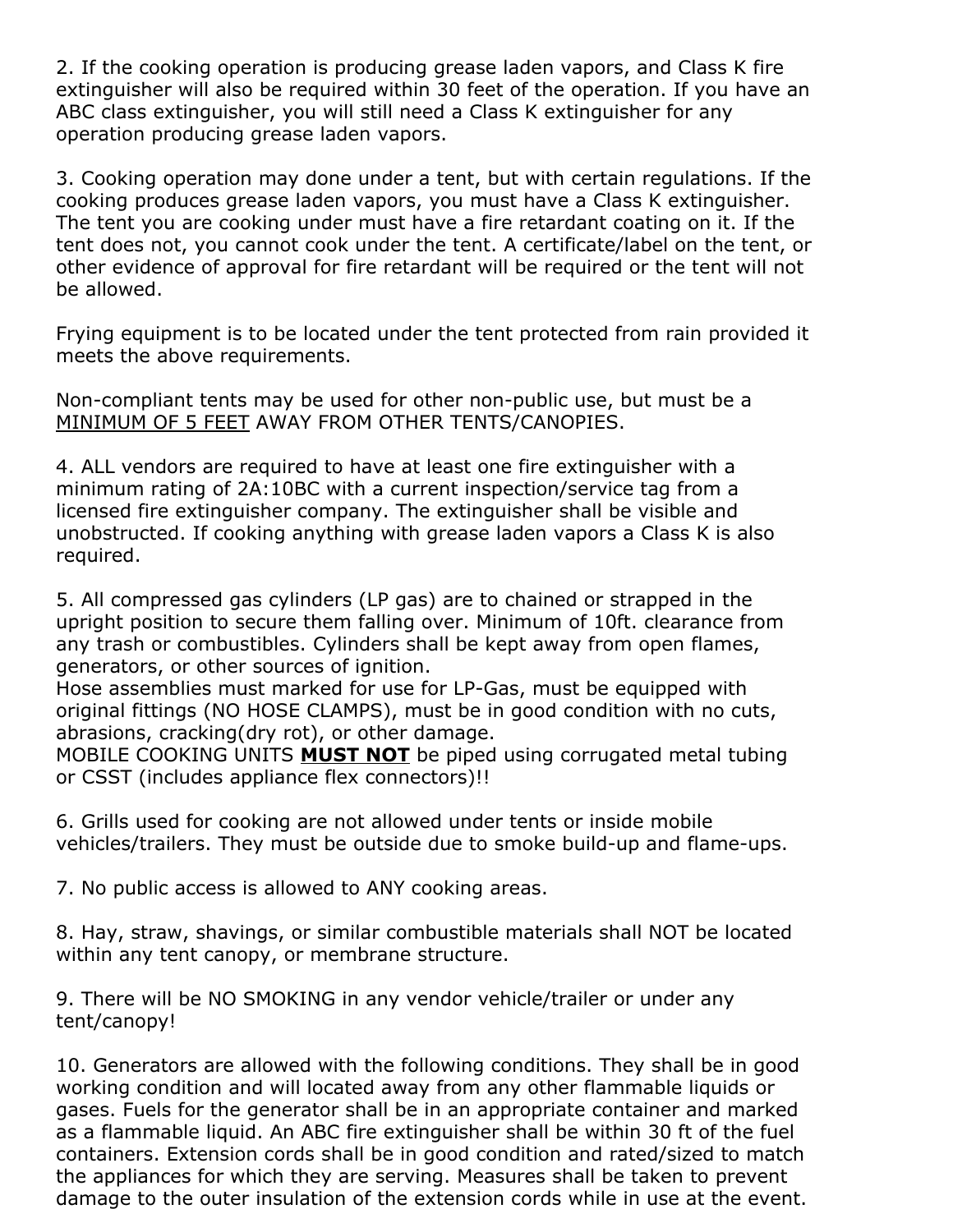2. If the cooking operation is producing grease laden vapors, and Class K fire extinguisher will also be required within 30 feet of the operation. If you have an ABC class extinguisher, you will still need a Class K extinguisher for any operation producing grease laden vapors.

3. Cooking operation may done under a tent, but with certain regulations. If the cooking produces grease laden vapors, you must have a Class K extinguisher. The tent you are cooking under must have a fire retardant coating on it. If the tent does not, you cannot cook under the tent. A certificate/label on the tent, or other evidence of approval for fire retardant will be required or the tent will not be allowed.

Frying equipment is to be located under the tent protected from rain provided it meets the above requirements.

Non-compliant tents may be used for other non-public use, but must be a <u>MINIMUM OF 5 FEET</u> AWAY FROM OTHER TENTS/CANOPIES.

4. ALL vendors are required to have at least one fire extinguisher with a minimum rating of 2A:10BC with a current inspection/service tag from a licensed fire extinguisher company. The extinguisher shall be visible and unobstructed. If cooking anything with grease laden vapors a Class K is also required.

5. All compressed gas cylinders (LP gas) are to chained or strapped in the upright position to secure them falling over. Minimum of 10ft. clearance from any trash or combustibles. Cylinders shall be kept away from open flames, generators, or other sources of ignition.
Hose assemblies must marked for use for LP-Gas, must be equipped with original fittings (NO HOSE CLAMPS), must be in good condition with no cuts, abrasions, cracking(dry rot), or other damage.
MOBILE COOKING UNITS **<u>MUST NOT</u>** be piped using corrugated metal tubing or CSST (includes appliance flex connectors)!!

6. Grills used for cooking are not allowed under tents or inside mobile vehicles/trailers. They must be outside due to smoke build-up and flame-ups.

7. No public access is allowed to ANY cooking areas.

8. Hay, straw, shavings, or similar combustible materials shall NOT be located within any tent canopy, or membrane structure.

9. There will be NO SMOKING in any vendor vehicle/trailer or under any tent/canopy!

10. Generators are allowed with the following conditions. They shall be in good working condition and will located away from any other flammable liquids or gases. Fuels for the generator shall be in an appropriate container and marked as a flammable liquid. An ABC fire extinguisher shall be within 30 ft of the fuel containers. Extension cords shall be in good condition and rated/sized to match the appliances for which they are serving. Measures shall be taken to prevent damage to the outer insulation of the extension cords while in use at the event.